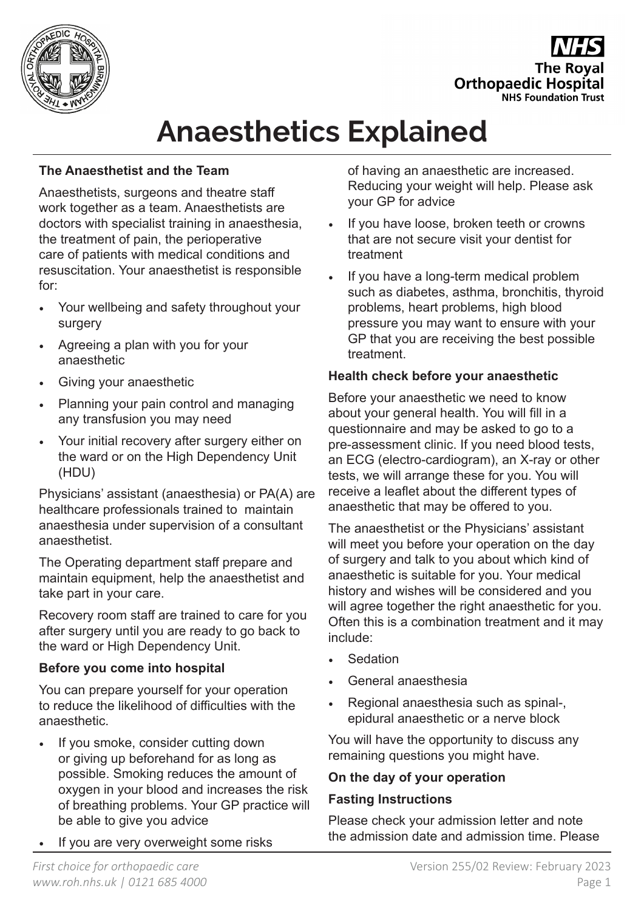# Anaesthetics Explained

**The Anaesthetist and the Team**

Anaesthetists, surgeons and theatre staff work together as a team. Anaesthetists are doctors with specialist training in anaesthesia, the treatment of pain, the perioperative care of patients with medical conditions and resuscitation. Your anaesthetist is responsible for:

- Your wellbeing and safety throughout your surgery
- Agreeing a plan with you for your anaesthetic
- Giving your anaesthetic
- Planning your pain control and managing any transfusion you may need
- Your initial recovery after surgery either on the ward or on the High Dependency Unit (HDU)

Physicians' assistant (anaesthesia) or PA(A) are healthcare professionals trained to maintain anaesthesia under supervision of a consultant anaesthetist.

The Operating department staff prepare and maintain equipment, help the anaesthetist and take part in your care.

Recovery room staff are trained to care for you after surgery until you are ready to go back to the ward or High Dependency Unit.

**Before you come into hospital**

You can prepare yourself for your operation to reduce the likelihood of difficulties with the anaesthetic.

- If you smoke, consider cutting down or giving up beforehand for as long as possible. Smoking reduces the amount of oxygen in your blood and increases the risk of breathing problems. Your GP practice will be able to give you advice
- If you are very overweight some risks of having an anaesthetic are increased. Reducing your weight will help. Please ask your GP for advice
- If you have loose, broken teeth or crowns that are not secure visit your dentist for treatment
- If you have a long-term medical problem such as diabetes, asthma, bronchitis, thyroid problems, heart problems, high blood pressure you may want to ensure with your GP that you are receiving the best possible treatment.

**Health check before your anaesthetic**

Before your anaesthetic we need to know about your general health. You will fill in a questionnaire and may be asked to go to a pre-assessment clinic. If you need blood tests, an ECG (electro-cardiogram), an X-ray or other tests, we will arrange these for you. You will receive a leaflet about the different types of anaesthetic that may be offered to you.

The anaesthetist or the Physicians' assistant will meet you before your operation on the day of surgery and talk to you about which kind of anaesthetic is suitable for you. Your medical history and wishes will be considered and you will agree together the right anaesthetic for you. Often this is a combination treatment and it may include:

- Sedation
- General anaesthesia
- Regional anaesthesia such as spinal-, epidural anaesthetic or a nerve block

You will have the opportunity to discuss any remaining questions you might have.

**On the day of your operation**

**Fasting Instructions**

Please check your admission letter and note the admission date and admission time. Please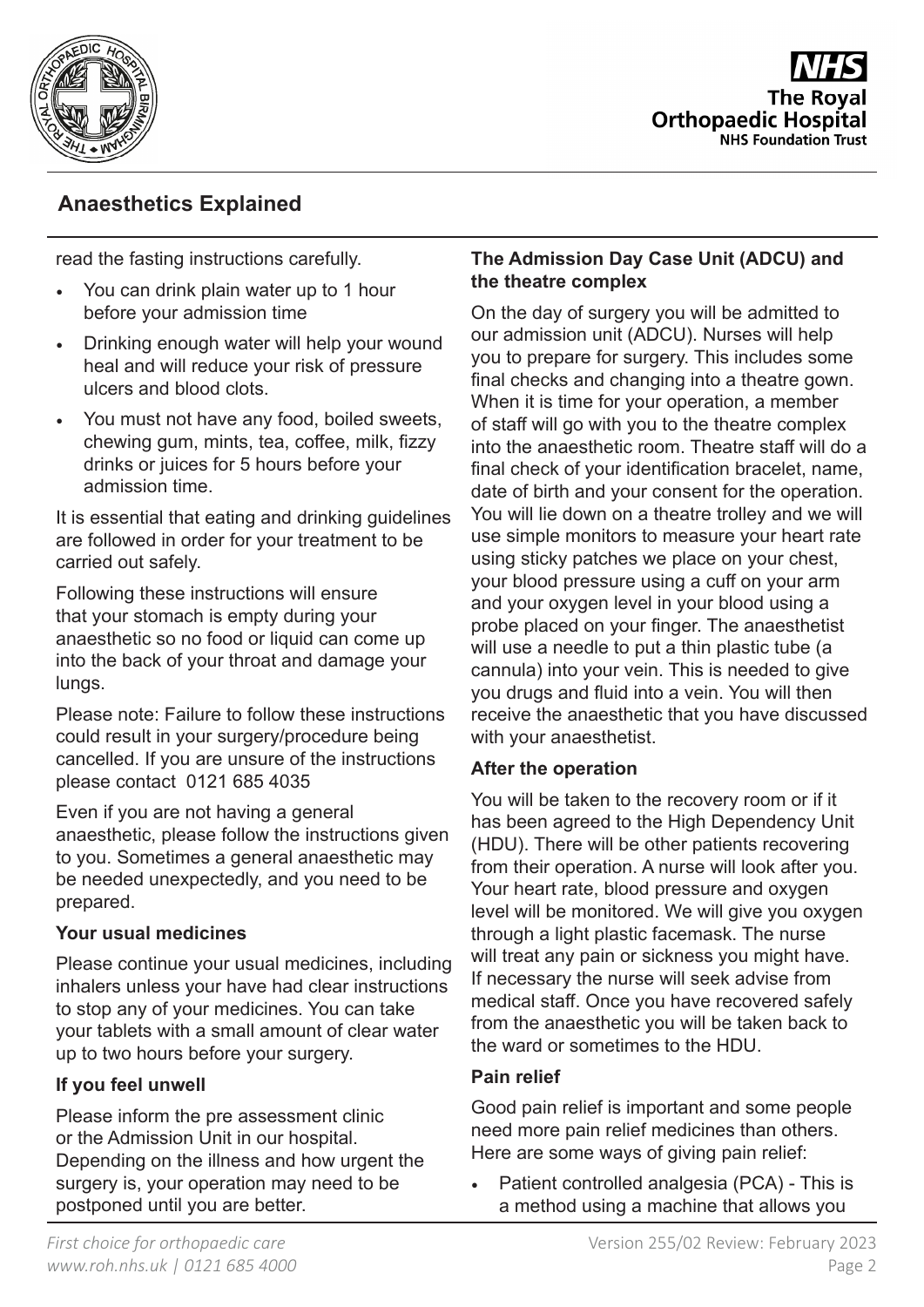read the fasting instructions carefully.

- You can drink plain water up to 1 hour before your admission time
- Drinking enough water will help your wound heal and will reduce your risk of pressure ulcers and blood clots.
- You must not have any food, boiled sweets, chewing gum, mints, tea, coffee, milk, fizzy drinks or juices for 5 hours before your admission time.

It is essential that eating and drinking guidelines are followed in order for your treatment to be carried out safely.

Following these instructions will ensure that your stomach is empty during your anaesthetic so no food or liquid can come up into the back of your throat and damage your lungs.

Please note: Failure to follow these instructions could result in your surgery/procedure being cancelled. If you are unsure of the instructions please contact 0121 685 4035

Even if you are not having a general anaesthetic, please follow the instructions given to you. Sometimes a general anaesthetic may be needed unexpectedly, and you need to be prepared.

**Your usual medicines**

Please continue your usual medicines, including inhalers unless your have had clear instructions to stop any of your medicines. You can take your tablets with a small amount of clear water up to two hours before your surgery.

**If you feel unwell**

Please inform the pre assessment clinic or the Admission Unit in our hospital. Depending on the illness and how urgent the surgery is, your operation may need to be postponed until you are better.

**The Admission Day Case Unit (ADCU) and the theatre complex**

On the day of surgery you will be admitted to our admission unit (ADCU). Nurses will help you to prepare for surgery. This includes some final checks and changing into a theatre gown. When it is time for your operation, a member of staff will go with you to the theatre complex into the anaesthetic room. Theatre staff will do a final check of your identification bracelet, name, date of birth and your consent for the operation. You will lie down on a theatre trolley and we will use simple monitors to measure your heart rate using sticky patches we place on your chest, your blood pressure using a cuff on your arm and your oxygen level in your blood using a probe placed on your finger. The anaesthetist will use a needle to put a thin plastic tube (a cannula) into your vein. This is needed to give you drugs and fluid into a vein. You will then receive the anaesthetic that you have discussed with your anaesthetist.

**After the operation**

You will be taken to the recovery room or if it has been agreed to the High Dependency Unit (HDU). There will be other patients recovering from their operation. A nurse will look after you. Your heart rate, blood pressure and oxygen level will be monitored. We will give you oxygen through a light plastic facemask. The nurse will treat any pain or sickness you might have. If necessary the nurse will seek advise from medical staff. Once you have recovered safely from the anaesthetic you will be taken back to the ward or sometimes to the HDU.

**Pain relief**

Good pain relief is important and some people need more pain relief medicines than others. Here are some ways of giving pain relief:

- Patient controlled analgesia (PCA) - This is a method using a machine that allows you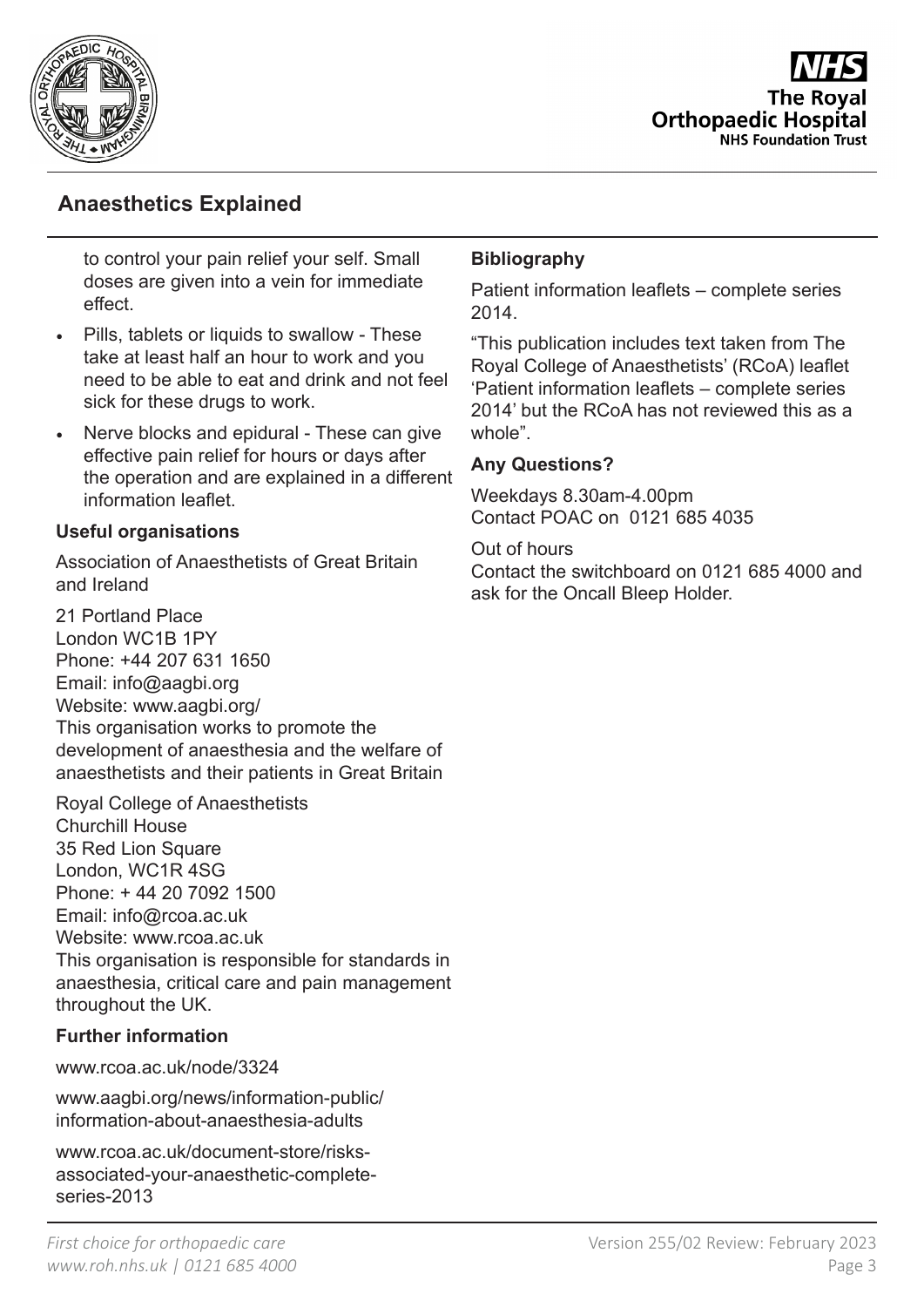to control your pain relief your self. Small doses are given into a vein for immediate effect.

- Pills, tablets or liquids to swallow - These take at least half an hour to work and you need to be able to eat and drink and not feel sick for these drugs to work.
- Nerve blocks and epidural - These can give effective pain relief for hours or days after the operation and are explained in a different information leaflet.

### Useful organisations

Association of Anaesthetists of Great Britain and Ireland

21 Portland Place
London WC1B 1PY
Phone: +44 207 631 1650
Email: info@aagbi.org
Website: www.aagbi.org/
This organisation works to promote the development of anaesthesia and the welfare of anaesthetists and their patients in Great Britain

Royal College of Anaesthetists
Churchill House
35 Red Lion Square
London, WC1R 4SG
Phone: + 44 20 7092 1500
Email: info@rcoa.ac.uk
Website: www.rcoa.ac.uk
This organisation is responsible for standards in anaesthesia, critical care and pain management throughout the UK.

### Further information

www.rcoa.ac.uk/node/3324

www.aagbi.org/news/information-public/information-about-anaesthesia-adults

www.rcoa.ac.uk/document-store/risks-associated-your-anaesthetic-complete-series-2013

### Bibliography

Patient information leaflets – complete series 2014.

"This publication includes text taken from The Royal College of Anaesthetists' (RCoA) leaflet 'Patient information leaflets – complete series 2014' but the RCoA has not reviewed this as a whole".

### Any Questions?

Weekdays 8.30am-4.00pm
Contact POAC on 0121 685 4035

Out of hours
Contact the switchboard on 0121 685 4000 and ask for the Oncall Bleep Holder.